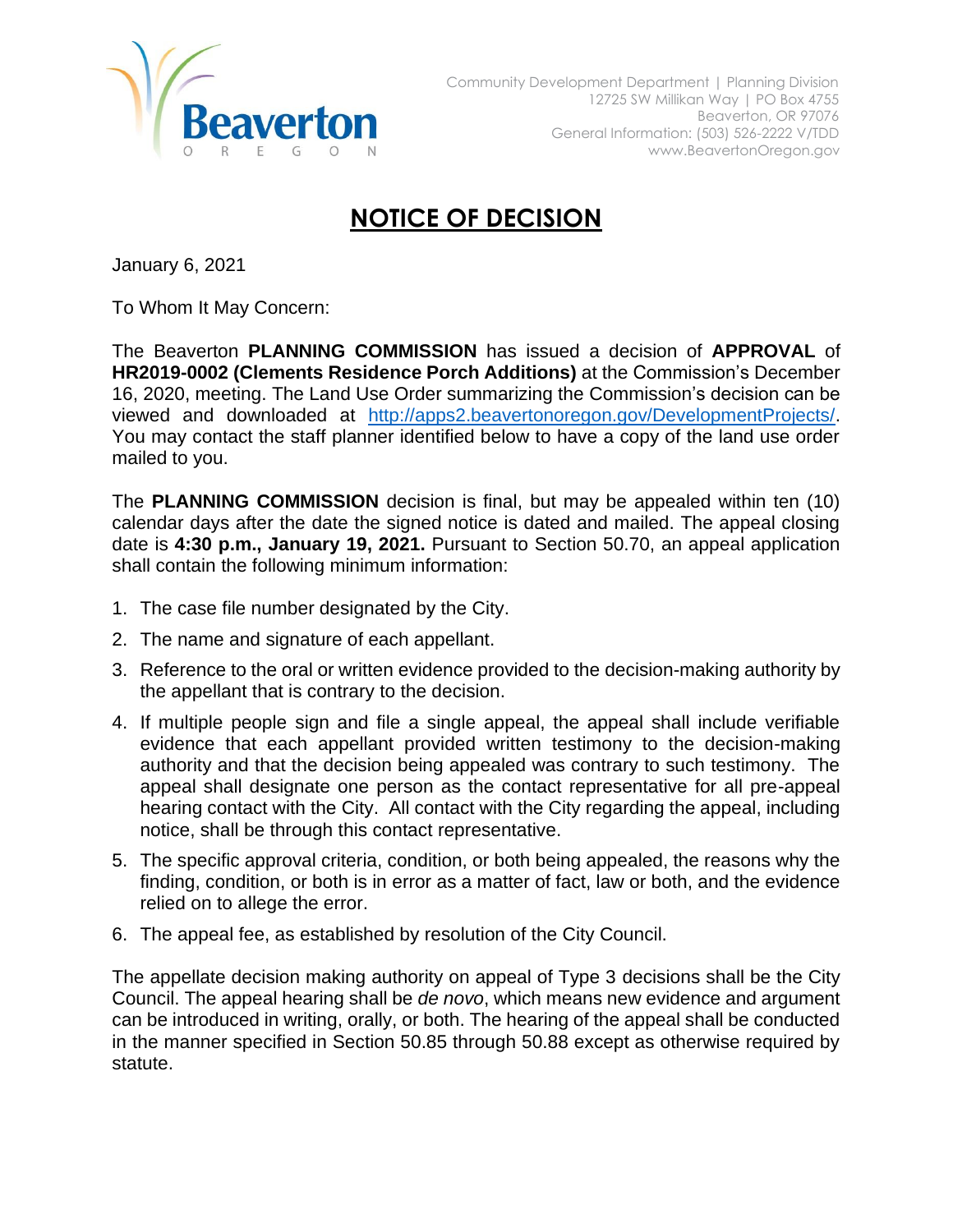Beaverton OREGON

Community Development Department | Planning Division
12725 SW Millikan Way | PO Box 4755
Beaverton, OR 97076
General Information: (503) 526-2222 V/TDD
www.BeavertonOregon.gov

# NOTICE OF DECISION

January 6, 2021

To Whom It May Concern:

The Beaverton **PLANNING COMMISSION** has issued a decision of **APPROVAL** of **HR2019-0002 (Clements Residence Porch Additions)** at the Commission's December 16, 2020, meeting. The Land Use Order summarizing the Commission's decision can be viewed and downloaded at http://apps2.beavertonoregon.gov/DevelopmentProjects/. You may contact the staff planner identified below to have a copy of the land use order mailed to you.

The **PLANNING COMMISSION** decision is final, but may be appealed within ten (10) calendar days after the date the signed notice is dated and mailed. The appeal closing date is **4:30 p.m., January 19, 2021.** Pursuant to Section 50.70, an appeal application shall contain the following minimum information:

1. The case file number designated by the City.
2. The name and signature of each appellant.
3. Reference to the oral or written evidence provided to the decision-making authority by the appellant that is contrary to the decision.
4. If multiple people sign and file a single appeal, the appeal shall include verifiable evidence that each appellant provided written testimony to the decision-making authority and that the decision being appealed was contrary to such testimony. The appeal shall designate one person as the contact representative for all pre-appeal hearing contact with the City. All contact with the City regarding the appeal, including notice, shall be through this contact representative.
5. The specific approval criteria, condition, or both being appealed, the reasons why the finding, condition, or both is in error as a matter of fact, law or both, and the evidence relied on to allege the error.
6. The appeal fee, as established by resolution of the City Council.

The appellate decision making authority on appeal of Type 3 decisions shall be the City Council. The appeal hearing shall be *de novo*, which means new evidence and argument can be introduced in writing, orally, or both. The hearing of the appeal shall be conducted in the manner specified in Section 50.85 through 50.88 except as otherwise required by statute.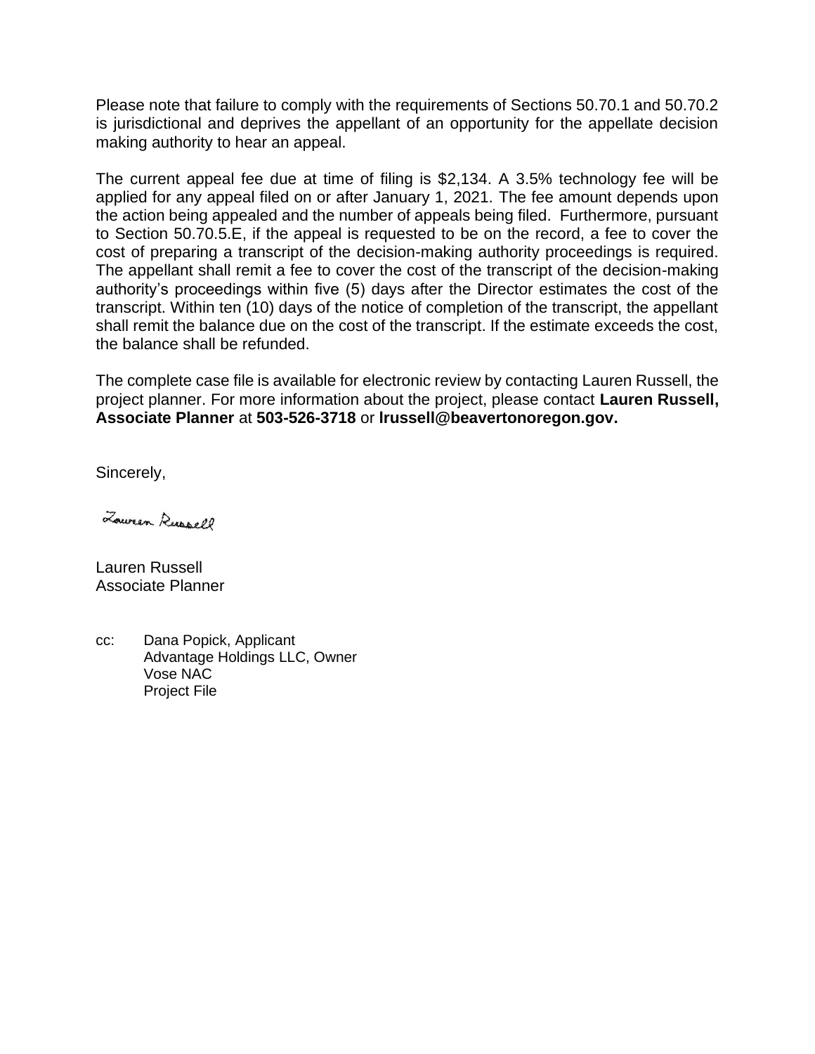Please note that failure to comply with the requirements of Sections 50.70.1 and 50.70.2 is jurisdictional and deprives the appellant of an opportunity for the appellate decision making authority to hear an appeal.

The current appeal fee due at time of filing is $2,134. A 3.5% technology fee will be applied for any appeal filed on or after January 1, 2021. The fee amount depends upon the action being appealed and the number of appeals being filed. Furthermore, pursuant to Section 50.70.5.E, if the appeal is requested to be on the record, a fee to cover the cost of preparing a transcript of the decision-making authority proceedings is required. The appellant shall remit a fee to cover the cost of the transcript of the decision-making authority's proceedings within five (5) days after the Director estimates the cost of the transcript. Within ten (10) days of the notice of completion of the transcript, the appellant shall remit the balance due on the cost of the transcript. If the estimate exceeds the cost, the balance shall be refunded.

The complete case file is available for electronic review by contacting Lauren Russell, the project planner. For more information about the project, please contact **Lauren Russell, Associate Planner** at **503-526-3718** or **lrussell@beavertonoregon.gov.**

Sincerely,

Lauren Russell

Lauren Russell
Associate Planner

cc: Dana Popick, Applicant
Advantage Holdings LLC, Owner
Vose NAC
Project File